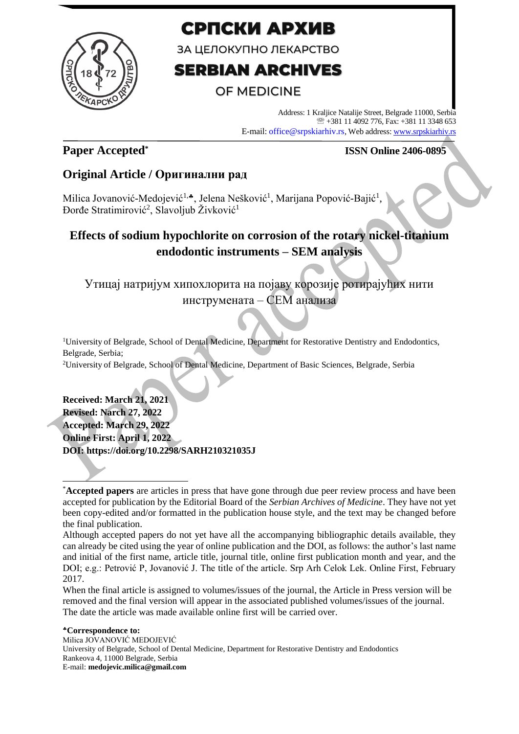# СРПСКИ АРХИВ

ЗА ЦЕЛОКУПНО ЛЕКАРСТВО

# SERBIAN ARCHIVES

OF MEDICINE

Address: 1 Kraljice Natalije Street, Belgrade 11000, Serbia
+381 11 4092 776, Fax: +381 11 3348 653
E-mail: office@srpskiarhiv.rs, Web address: www.srpskiarhiv.rs

**Paper Accepted***

**ISSN Online 2406-0895**

## Original Article / Оригинални рад

Milica Jovanović-Medojević[1,♣], Jelena Nešković[1], Marijana Popović-Bajić[1], Đorđe Stratimirović[2], Slavoljub Živković[1]

# Effects of sodium hypochlorite on corrosion of the rotary nickel-titanium endodontic instruments – SEM analysis

Утицај натријум хипохлорита на појаву корозије ротирајућих нити инструмената – СЕМ анализа

[1]University of Belgrade, School of Dental Medicine, Department for Restorative Dentistry and Endodontics, Belgrade, Serbia;

[2]University of Belgrade, School of Dental Medicine, Department of Basic Sciences, Belgrade, Serbia

**Received: March 21, 2021**
**Revised: March 27, 2022**
**Accepted: March 29, 2022**
**Online First: April 1, 2022**
**DOI: https://doi.org/10.2298/SARH210321035J**

---

\***Accepted papers** are articles in press that have gone through due peer review process and have been accepted for publication by the Editorial Board of the *Serbian Archives of Medicine*. They have not yet been copy-edited and/or formatted in the publication house style, and the text may be changed before the final publication.

Although accepted papers do not yet have all the accompanying bibliographic details available, they can already be cited using the year of online publication and the DOI, as follows: the author's last name and initial of the first name, article title, journal title, online first publication month and year, and the DOI; e.g.: Petrović P, Jovanović J. The title of the article. Srp Arh Celok Lek. Online First, February 2017.

When the final article is assigned to volumes/issues of the journal, the Article in Press version will be removed and the final version will appear in the associated published volumes/issues of the journal. The date the article was made available online first will be carried over.

**♣Correspondence to:**
Milica JOVANOVIĆ MEDOJEVIĆ
University of Belgrade, School of Dental Medicine, Department for Restorative Dentistry and Endodontics
Rankeova 4, 11000 Belgrade, Serbia
E-mail: **medojevic.milica@gmail.com**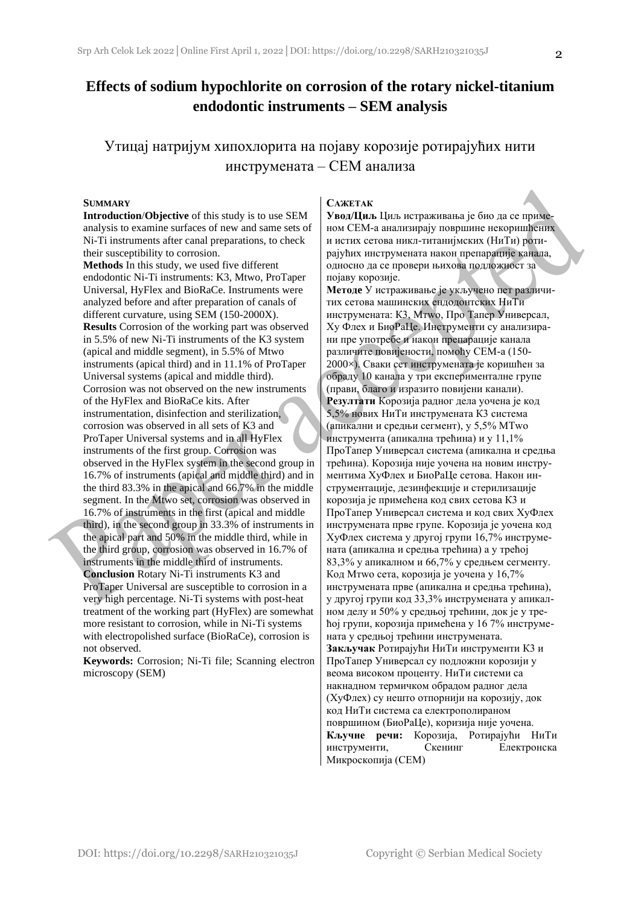# Effects of sodium hypochlorite on corrosion of the rotary nickel-titanium endodontic instruments – SEM analysis

## Утицај натријум хипохлорита на појаву корозије ротирајућих нити инструмената – СЕМ анализа

**SUMMARY**

**Introduction/Objective** of this study is to use SEM analysis to examine surfaces of new and same sets of Ni-Ti instruments after canal preparations, to check their susceptibility to corrosion.

**Methods** In this study, we used five different endodontic Ni-Ti instruments: K3, Mtwo, ProTaper Universal, HyFlex and BioRaCe. Instruments were analyzed before and after preparation of canals of different curvature, using SEM (150-2000X).

**Results** Corrosion of the working part was observed in 5.5% of new Ni-Ti instruments of the K3 system (apical and middle segment), in 5.5% of Mtwo instruments (apical third) and in 11.1% of ProTaper Universal systems (apical and middle third). Corrosion was not observed on the new instruments of the HyFlex and BioRaCe kits. After instrumentation, disinfection and sterilization, corrosion was observed in all sets of K3 and ProTaper Universal systems and in all HyFlex instruments of the first group. Corrosion was observed in the HyFlex system in the second group in 16.7% of instruments (apical and middle third) and in the third 83.3% in the apical and 66.7% in the middle segment. In the Mtwo set, corrosion was observed in 16.7% of instruments in the first (apical and middle third), in the second group in 33.3% of instruments in the apical part and 50% in the middle third, while in the third group, corrosion was observed in 16.7% of instruments in the middle third of instruments.

**Conclusion** Rotary Ni-Ti instruments K3 and ProTaper Universal are susceptible to corrosion in a very high percentage. Ni-Ti systems with post-heat treatment of the working part (HyFlex) are somewhat more resistant to corrosion, while in Ni-Ti systems with electropolished surface (BioRaCe), corrosion is not observed.

**Keywords:** Corrosion; Ni-Ti file; Scanning electron microscopy (SEM)

**САЖЕТАК**

**Увод/Циљ** Циљ истраживања је био да се применом СЕМ-а анализирају површине некоришћених и истих сетова никл-титанијмских (НиТи) ротирајућих инструмената након препарације канала, односно да се провери њихова подложност за појаву корозије.

**Методе** У истраживање је укључено пет различитих сетова машинских ендодонтских НиТи инструмената: К3, Мтwo, Про Тапер Универсал, Ху Флех и БиоРаЦе. Инструменти су анализирани пре употребе и након препарације канала различите повијености, помоћу СЕМ-а (150-2000×). Сваки сет инструмената је коришћен за обраду 10 канала у три експерименталне групе (прави, благо и изразито повијени канали).

**Резултати** Корозија радног дела уочена је код 5,5% нових НиТи инструмената К3 система (апикални и средњи сегмент), у 5,5% МТwo инструмента (апикална трећина) и у 11,1% ПроТапер Универсал система (апикална и средња трећина). Корозија није уочена на новим инструментима ХуФлех и БиоРаЦе сетова. Након инструментације, дезинфекције и стерилизације корозија је примећена код свих сетова К3 и ПроТапер Универсал система и код свих ХуФлех инструмената прве групе. Корозија је уочена код ХуФлех система у другој групи 16,7% инструмената (апикална и средња трећина) а у трећој 83,3% у апикалном и 66,7% у средњем сегменту. Код Мтwo сета, корозија је уочена у 16,7% инструмената прве (апикална и средња трећина), у другој групи код 33,3% инструмената у апикалном делу и 50% у средњој трећини, док је у трећој групи, корозија примећена у 16 7% инструмената у средњој трећини инструмената.

**Закључак** Ротирајући НиТи инструменти К3 и ПроТапер Универсал су подложни корозији у веома високом проценту. НиТи системи са накнадном термичком обрадом радног дела (ХуФлех) су нешто отпорнији на корозију, док код НиТи система са електрополираном површином (БиоРаЦе), коризија није уочена.

**Кључне речи:** Корозија, Ротирајући НиТи инструменти, Скенинг Електронска Микроскопија (СЕМ)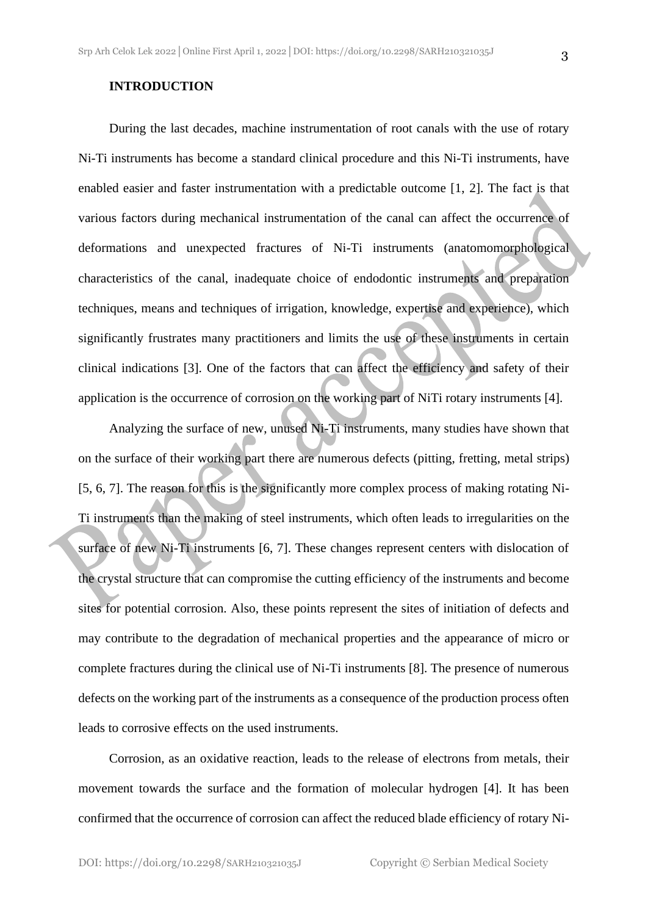## INTRODUCTION

During the last decades, machine instrumentation of root canals with the use of rotary Ni-Ti instruments has become a standard clinical procedure and this Ni-Ti instruments, have enabled easier and faster instrumentation with a predictable outcome [1, 2]. The fact is that various factors during mechanical instrumentation of the canal can affect the occurrence of deformations and unexpected fractures of Ni-Ti instruments (anatomomorphological characteristics of the canal, inadequate choice of endodontic instruments and preparation techniques, means and techniques of irrigation, knowledge, expertise and experience), which significantly frustrates many practitioners and limits the use of these instruments in certain clinical indications [3]. One of the factors that can affect the efficiency and safety of their application is the occurrence of corrosion on the working part of NiTi rotary instruments [4].

Analyzing the surface of new, unused Ni-Ti instruments, many studies have shown that on the surface of their working part there are numerous defects (pitting, fretting, metal strips) [5, 6, 7]. The reason for this is the significantly more complex process of making rotating Ni-Ti instruments than the making of steel instruments, which often leads to irregularities on the surface of new Ni-Ti instruments [6, 7]. These changes represent centers with dislocation of the crystal structure that can compromise the cutting efficiency of the instruments and become sites for potential corrosion. Also, these points represent the sites of initiation of defects and may contribute to the degradation of mechanical properties and the appearance of micro or complete fractures during the clinical use of Ni-Ti instruments [8]. The presence of numerous defects on the working part of the instruments as a consequence of the production process often leads to corrosive effects on the used instruments.

Corrosion, as an oxidative reaction, leads to the release of electrons from metals, their movement towards the surface and the formation of molecular hydrogen [4]. It has been confirmed that the occurrence of corrosion can affect the reduced blade efficiency of rotary Ni-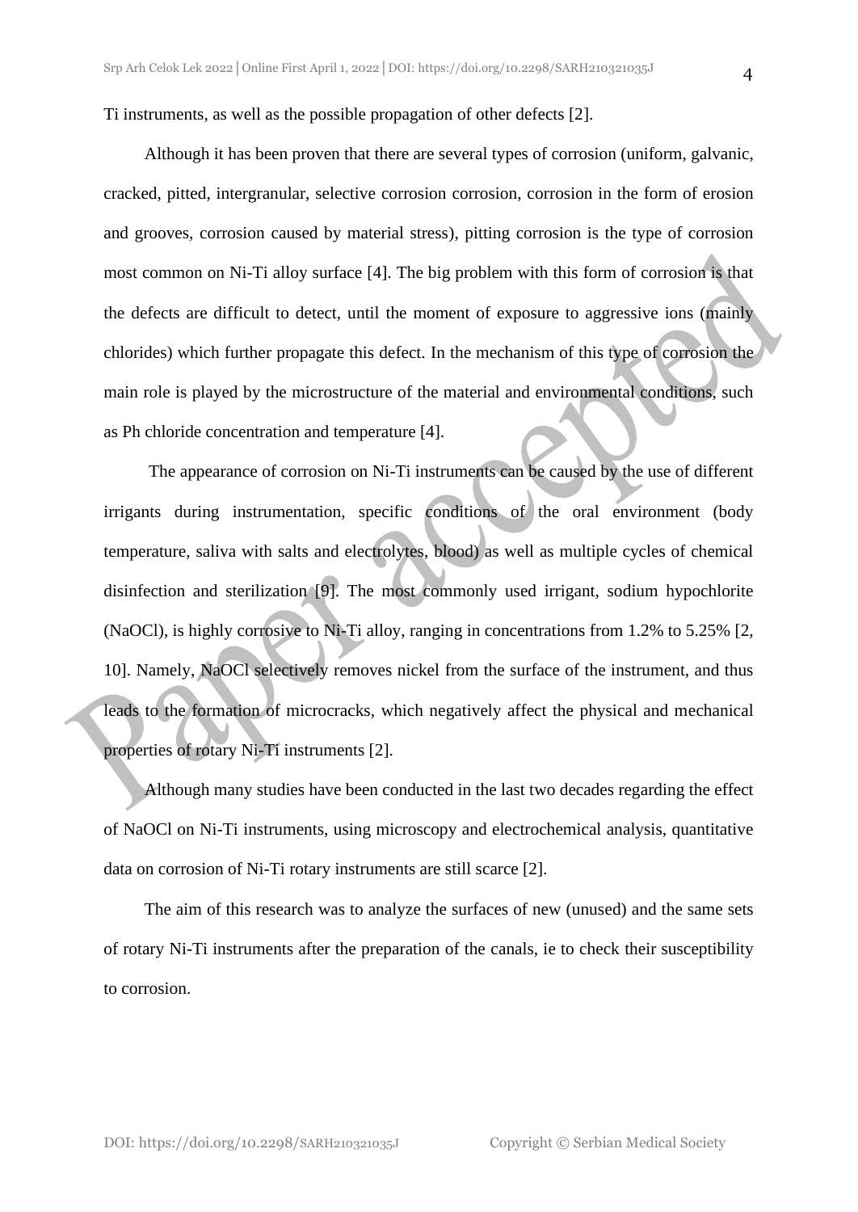Ti instruments, as well as the possible propagation of other defects [2].

Although it has been proven that there are several types of corrosion (uniform, galvanic, cracked, pitted, intergranular, selective corrosion corrosion, corrosion in the form of erosion and grooves, corrosion caused by material stress), pitting corrosion is the type of corrosion most common on Ni-Ti alloy surface [4]. The big problem with this form of corrosion is that the defects are difficult to detect, until the moment of exposure to aggressive ions (mainly chlorides) which further propagate this defect. In the mechanism of this type of corrosion the main role is played by the microstructure of the material and environmental conditions, such as Ph chloride concentration and temperature [4].

The appearance of corrosion on Ni-Ti instruments can be caused by the use of different irrigants during instrumentation, specific conditions of the oral environment (body temperature, saliva with salts and electrolytes, blood) as well as multiple cycles of chemical disinfection and sterilization [9]. The most commonly used irrigant, sodium hypochlorite (NaOCl), is highly corrosive to Ni-Ti alloy, ranging in concentrations from 1.2% to 5.25% [2, 10]. Namely, NaOCl selectively removes nickel from the surface of the instrument, and thus leads to the formation of microcracks, which negatively affect the physical and mechanical properties of rotary Ni-Ti instruments [2].

Although many studies have been conducted in the last two decades regarding the effect of NaOCl on Ni-Ti instruments, using microscopy and electrochemical analysis, quantitative data on corrosion of Ni-Ti rotary instruments are still scarce [2].

The aim of this research was to analyze the surfaces of new (unused) and the same sets of rotary Ni-Ti instruments after the preparation of the canals, ie to check their susceptibility to corrosion.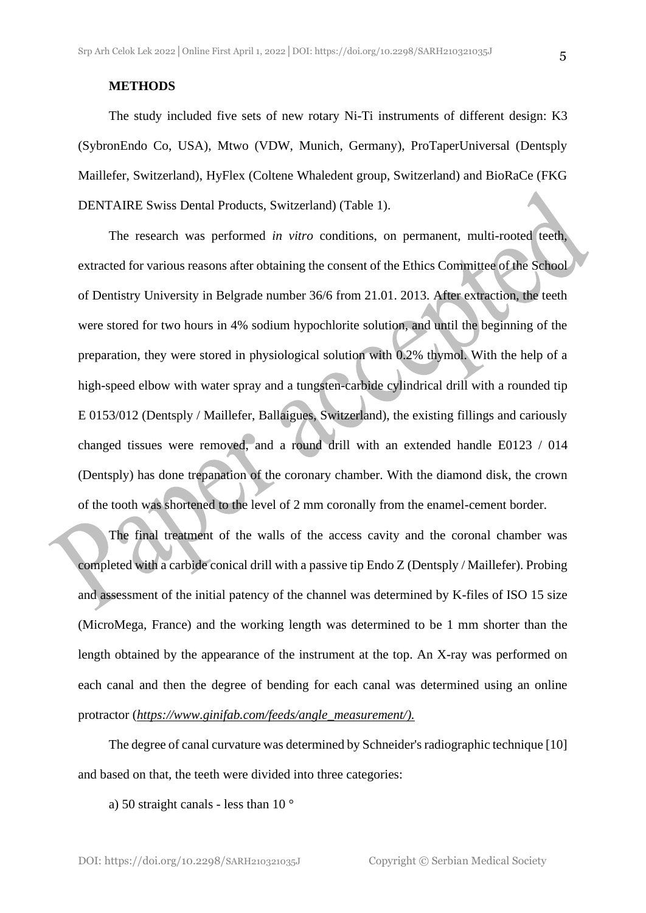## METHODS

The study included five sets of new rotary Ni-Ti instruments of different design: K3 (SybronEndo Co, USA), Mtwo (VDW, Munich, Germany), ProTaperUniversal (Dentsply Maillefer, Switzerland), HyFlex (Coltene Whaledent group, Switzerland) and BioRaCe (FKG DENTAIRE Swiss Dental Products, Switzerland) (Table 1).

The research was performed *in vitro* conditions, on permanent, multi-rooted teeth, extracted for various reasons after obtaining the consent of the Ethics Committee of the School of Dentistry University in Belgrade number 36/6 from 21.01. 2013. After extraction, the teeth were stored for two hours in 4% sodium hypochlorite solution, and until the beginning of the preparation, they were stored in physiological solution with 0.2% thymol. With the help of a high-speed elbow with water spray and a tungsten-carbide cylindrical drill with a rounded tip E 0153/012 (Dentsply / Maillefer, Ballaigues, Switzerland), the existing fillings and cariously changed tissues were removed, and a round drill with an extended handle E0123 / 014 (Dentsply) has done trepanation of the coronary chamber. With the diamond disk, the crown of the tooth was shortened to the level of 2 mm coronally from the enamel-cement border.

The final treatment of the walls of the access cavity and the coronal chamber was completed with a carbide conical drill with a passive tip Endo Z (Dentsply / Maillefer). Probing and assessment of the initial patency of the channel was determined by K-files of ISO 15 size (MicroMega, France) and the working length was determined to be 1 mm shorter than the length obtained by the appearance of the instrument at the top. An X-ray was performed on each canal and then the degree of bending for each canal was determined using an online protractor (*https://www.ginifab.com/feeds/angle_measurement/).*

The degree of canal curvature was determined by Schneider's radiographic technique [10] and based on that, the teeth were divided into three categories:

a) 50 straight canals - less than 10 °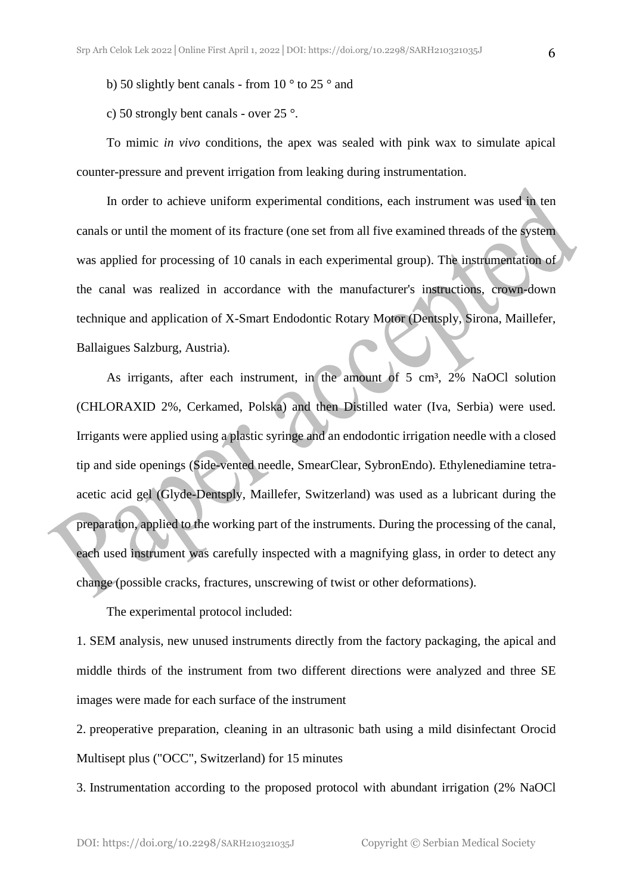b) 50 slightly bent canals - from 10 ° to 25 ° and

c) 50 strongly bent canals - over 25 °.

To mimic *in vivo* conditions, the apex was sealed with pink wax to simulate apical counter-pressure and prevent irrigation from leaking during instrumentation.

In order to achieve uniform experimental conditions, each instrument was used in ten canals or until the moment of its fracture (one set from all five examined threads of the system was applied for processing of 10 canals in each experimental group). The instrumentation of the canal was realized in accordance with the manufacturer's instructions, crown-down technique and application of X-Smart Endodontic Rotary Motor (Dentsply, Sirona, Maillefer, Ballaigues Salzburg, Austria).

As irrigants, after each instrument, in the amount of 5 cm³, 2% NaOCl solution (CHLORAXID 2%, Cerkamed, Polska) and then Distilled water (Iva, Serbia) were used. Irrigants were applied using a plastic syringe and an endodontic irrigation needle with a closed tip and side openings (Side-vented needle, SmearClear, SybronEndo). Ethylenediamine tetra-acetic acid gel (Glyde-Dentsply, Maillefer, Switzerland) was used as a lubricant during the preparation, applied to the working part of the instruments. During the processing of the canal, each used instrument was carefully inspected with a magnifying glass, in order to detect any change (possible cracks, fractures, unscrewing of twist or other deformations).

The experimental protocol included:

1. SEM analysis, new unused instruments directly from the factory packaging, the apical and middle thirds of the instrument from two different directions were analyzed and three SE images were made for each surface of the instrument

2. preoperative preparation, cleaning in an ultrasonic bath using a mild disinfectant Orocid Multisept plus ("OCC", Switzerland) for 15 minutes

3. Instrumentation according to the proposed protocol with abundant irrigation (2% NaOCl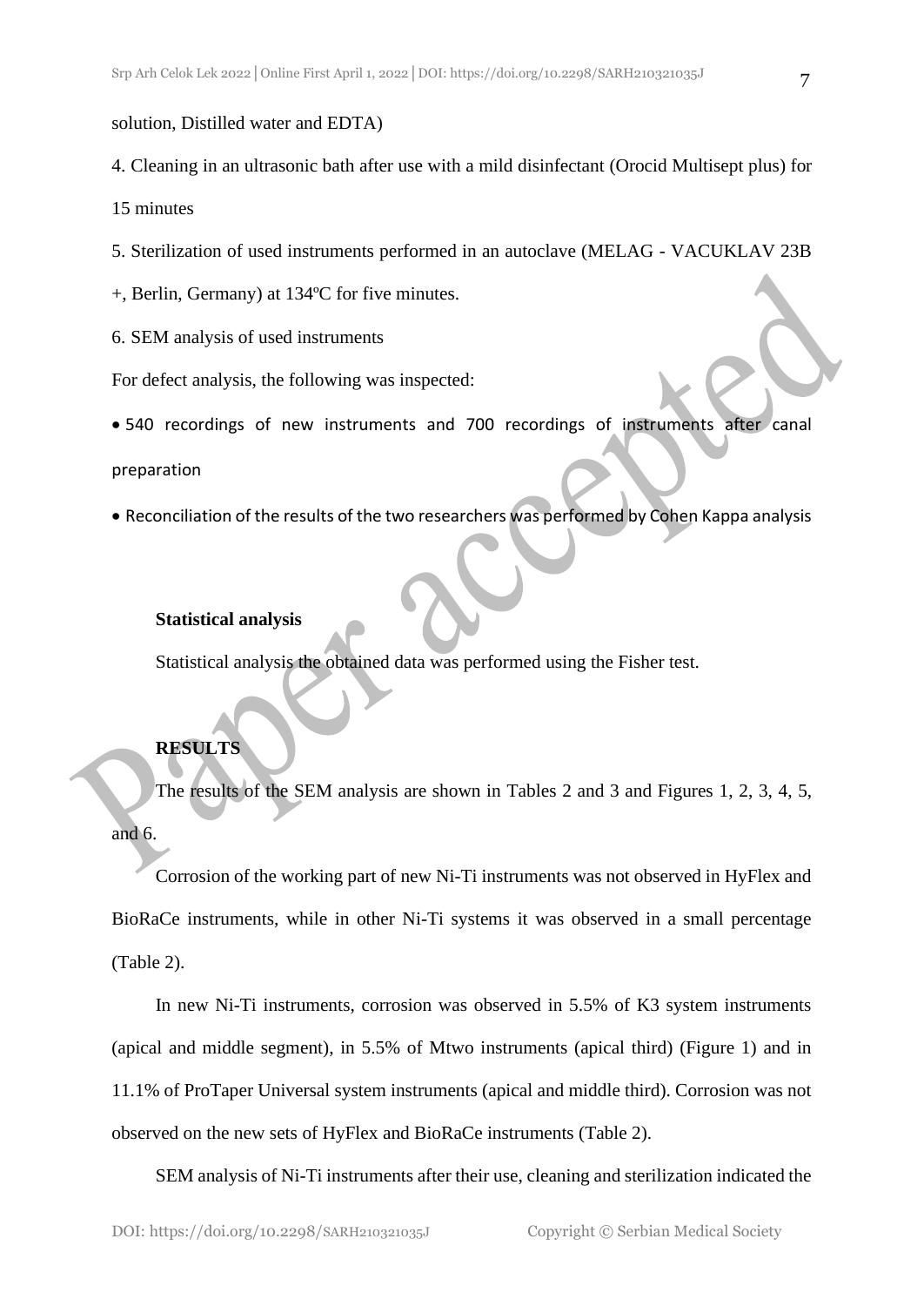solution, Distilled water and EDTA)

4. Cleaning in an ultrasonic bath after use with a mild disinfectant (Orocid Multisept plus) for 15 minutes

5. Sterilization of used instruments performed in an autoclave (MELAG - VACUKLAV 23B +, Berlin, Germany) at 134ºC for five minutes.

6. SEM analysis of used instruments

For defect analysis, the following was inspected:

- 540 recordings of new instruments and 700 recordings of instruments after canal preparation
- Reconciliation of the results of the two researchers was performed by Cohen Kappa analysis

**Statistical analysis**

Statistical analysis the obtained data was performed using the Fisher test.

**RESULTS**

The results of the SEM analysis are shown in Tables 2 and 3 and Figures 1, 2, 3, 4, 5, and 6.

Corrosion of the working part of new Ni-Ti instruments was not observed in HyFlex and BioRaCe instruments, while in other Ni-Ti systems it was observed in a small percentage (Table 2).

In new Ni-Ti instruments, corrosion was observed in 5.5% of K3 system instruments (apical and middle segment), in 5.5% of Mtwo instruments (apical third) (Figure 1) and in 11.1% of ProTaper Universal system instruments (apical and middle third). Corrosion was not observed on the new sets of HyFlex and BioRaCe instruments (Table 2).

SEM analysis of Ni-Ti instruments after their use, cleaning and sterilization indicated the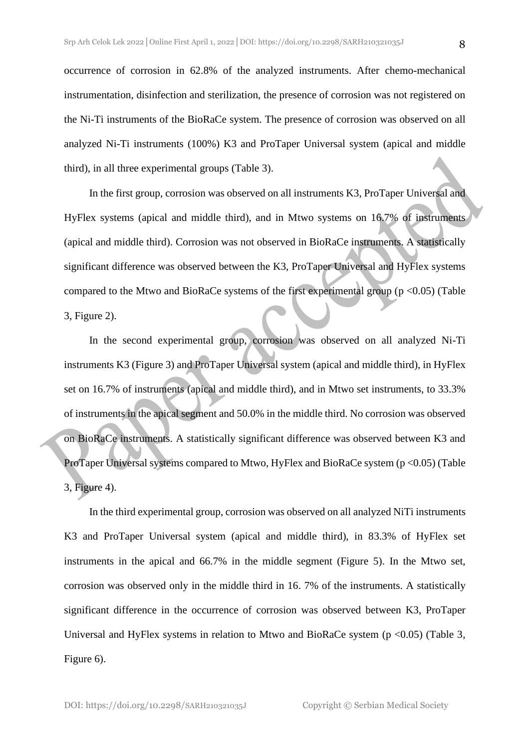occurrence of corrosion in 62.8% of the analyzed instruments. After chemo-mechanical instrumentation, disinfection and sterilization, the presence of corrosion was not registered on the Ni-Ti instruments of the BioRaCe system. The presence of corrosion was observed on all analyzed Ni-Ti instruments (100%) K3 and ProTaper Universal system (apical and middle third), in all three experimental groups (Table 3).

In the first group, corrosion was observed on all instruments K3, ProTaper Universal and HyFlex systems (apical and middle third), and in Mtwo systems on 16.7% of instruments (apical and middle third). Corrosion was not observed in BioRaCe instruments. A statistically significant difference was observed between the K3, ProTaper Universal and HyFlex systems compared to the Mtwo and BioRaCe systems of the first experimental group ($p < 0.05$) (Table 3, Figure 2).

In the second experimental group, corrosion was observed on all analyzed Ni-Ti instruments K3 (Figure 3) and ProTaper Universal system (apical and middle third), in HyFlex set on 16.7% of instruments (apical and middle third), and in Mtwo set instruments, to 33.3% of instruments in the apical segment and 50.0% in the middle third. No corrosion was observed on BioRaCe instruments. A statistically significant difference was observed between K3 and ProTaper Universal systems compared to Mtwo, HyFlex and BioRaCe system ($p < 0.05$) (Table 3, Figure 4).

In the third experimental group, corrosion was observed on all analyzed NiTi instruments K3 and ProTaper Universal system (apical and middle third), in 83.3% of HyFlex set instruments in the apical and 66.7% in the middle segment (Figure 5). In the Mtwo set, corrosion was observed only in the middle third in 16. 7% of the instruments. A statistically significant difference in the occurrence of corrosion was observed between K3, ProTaper Universal and HyFlex systems in relation to Mtwo and BioRaCe system ($p < 0.05$) (Table 3, Figure 6).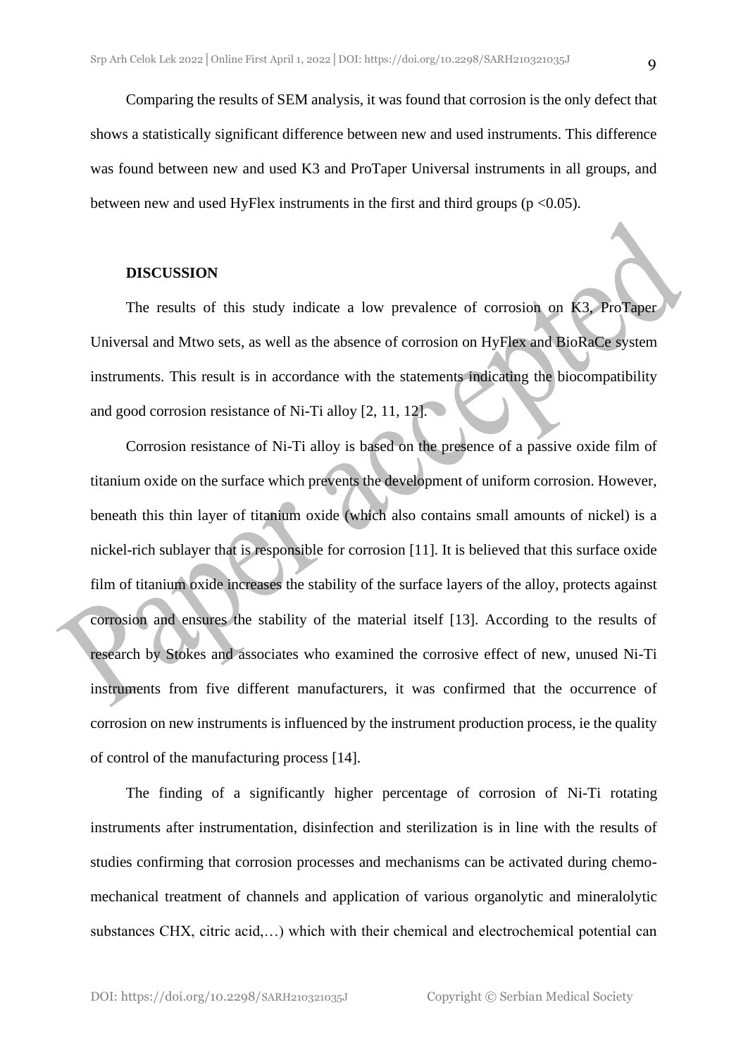Comparing the results of SEM analysis, it was found that corrosion is the only defect that shows a statistically significant difference between new and used instruments. This difference was found between new and used K3 and ProTaper Universal instruments in all groups, and between new and used HyFlex instruments in the first and third groups ($p < 0.05$).

## DISCUSSION

The results of this study indicate a low prevalence of corrosion on K3, ProTaper Universal and Mtwo sets, as well as the absence of corrosion on HyFlex and BioRaCe system instruments. This result is in accordance with the statements indicating the biocompatibility and good corrosion resistance of Ni-Ti alloy [2, 11, 12].

Corrosion resistance of Ni-Ti alloy is based on the presence of a passive oxide film of titanium oxide on the surface which prevents the development of uniform corrosion. However, beneath this thin layer of titanium oxide (which also contains small amounts of nickel) is a nickel-rich sublayer that is responsible for corrosion [11]. It is believed that this surface oxide film of titanium oxide increases the stability of the surface layers of the alloy, protects against corrosion and ensures the stability of the material itself [13]. According to the results of research by Stokes and associates who examined the corrosive effect of new, unused Ni-Ti instruments from five different manufacturers, it was confirmed that the occurrence of corrosion on new instruments is influenced by the instrument production process, ie the quality of control of the manufacturing process [14].

The finding of a significantly higher percentage of corrosion of Ni-Ti rotating instruments after instrumentation, disinfection and sterilization is in line with the results of studies confirming that corrosion processes and mechanisms can be activated during chemo-mechanical treatment of channels and application of various organolytic and mineralolytic substances CHX, citric acid,…) which with their chemical and electrochemical potential can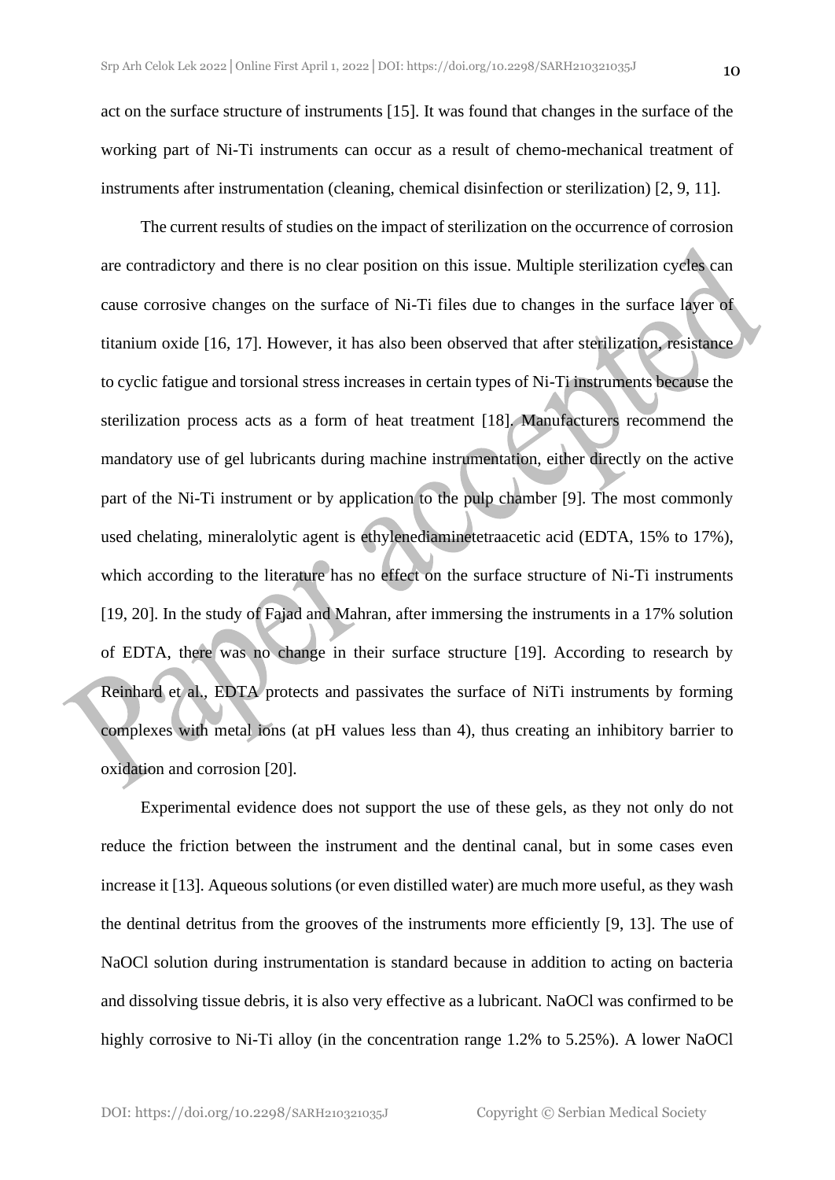act on the surface structure of instruments [15]. It was found that changes in the surface of the working part of Ni-Ti instruments can occur as a result of chemo-mechanical treatment of instruments after instrumentation (cleaning, chemical disinfection or sterilization) [2, 9, 11].

The current results of studies on the impact of sterilization on the occurrence of corrosion are contradictory and there is no clear position on this issue. Multiple sterilization cycles can cause corrosive changes on the surface of Ni-Ti files due to changes in the surface layer of titanium oxide [16, 17]. However, it has also been observed that after sterilization, resistance to cyclic fatigue and torsional stress increases in certain types of Ni-Ti instruments because the sterilization process acts as a form of heat treatment [18]. Manufacturers recommend the mandatory use of gel lubricants during machine instrumentation, either directly on the active part of the Ni-Ti instrument or by application to the pulp chamber [9]. The most commonly used chelating, mineralolytic agent is ethylenediaminetetraacetic acid (EDTA, 15% to 17%), which according to the literature has no effect on the surface structure of Ni-Ti instruments [19, 20]. In the study of Fajad and Mahran, after immersing the instruments in a 17% solution of EDTA, there was no change in their surface structure [19]. According to research by Reinhard et al., EDTA protects and passivates the surface of NiTi instruments by forming complexes with metal ions (at pH values less than 4), thus creating an inhibitory barrier to oxidation and corrosion [20].

Experimental evidence does not support the use of these gels, as they not only do not reduce the friction between the instrument and the dentinal canal, but in some cases even increase it [13]. Aqueous solutions (or even distilled water) are much more useful, as they wash the dentinal detritus from the grooves of the instruments more efficiently [9, 13]. The use of NaOCl solution during instrumentation is standard because in addition to acting on bacteria and dissolving tissue debris, it is also very effective as a lubricant. NaOCl was confirmed to be highly corrosive to Ni-Ti alloy (in the concentration range 1.2% to 5.25%). A lower NaOCl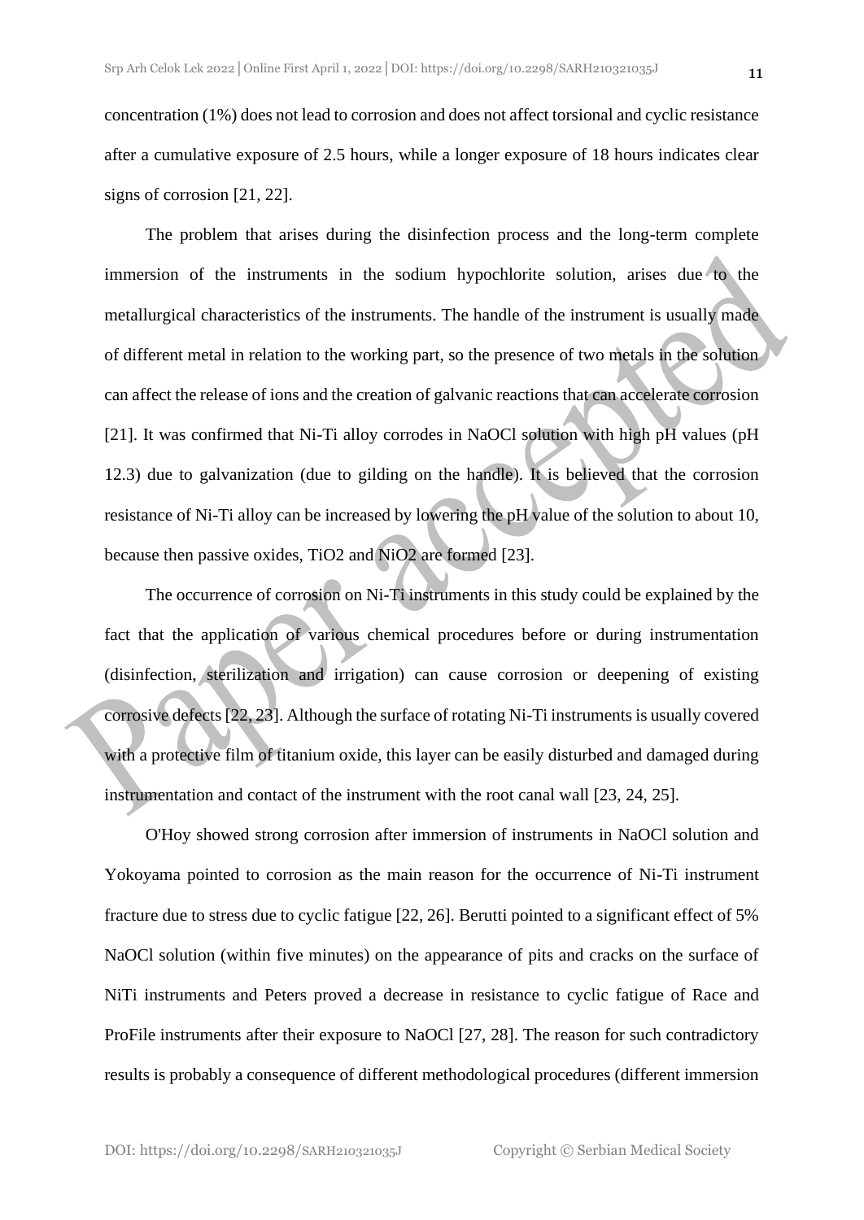concentration (1%) does not lead to corrosion and does not affect torsional and cyclic resistance after a cumulative exposure of 2.5 hours, while a longer exposure of 18 hours indicates clear signs of corrosion [21, 22].

The problem that arises during the disinfection process and the long-term complete immersion of the instruments in the sodium hypochlorite solution, arises due to the metallurgical characteristics of the instruments. The handle of the instrument is usually made of different metal in relation to the working part, so the presence of two metals in the solution can affect the release of ions and the creation of galvanic reactions that can accelerate corrosion [21]. It was confirmed that Ni-Ti alloy corrodes in NaOCl solution with high pH values (pH 12.3) due to galvanization (due to gilding on the handle). It is believed that the corrosion resistance of Ni-Ti alloy can be increased by lowering the pH value of the solution to about 10, because then passive oxides, $TiO_2$ and $NiO_2$ are formed [23].

The occurrence of corrosion on Ni-Ti instruments in this study could be explained by the fact that the application of various chemical procedures before or during instrumentation (disinfection, sterilization and irrigation) can cause corrosion or deepening of existing corrosive defects [22, 23]. Although the surface of rotating Ni-Ti instruments is usually covered with a protective film of titanium oxide, this layer can be easily disturbed and damaged during instrumentation and contact of the instrument with the root canal wall [23, 24, 25].

O'Hoy showed strong corrosion after immersion of instruments in NaOCl solution and Yokoyama pointed to corrosion as the main reason for the occurrence of Ni-Ti instrument fracture due to stress due to cyclic fatigue [22, 26]. Berutti pointed to a significant effect of 5% NaOCl solution (within five minutes) on the appearance of pits and cracks on the surface of NiTi instruments and Peters proved a decrease in resistance to cyclic fatigue of Race and ProFile instruments after their exposure to NaOCl [27, 28]. The reason for such contradictory results is probably a consequence of different methodological procedures (different immersion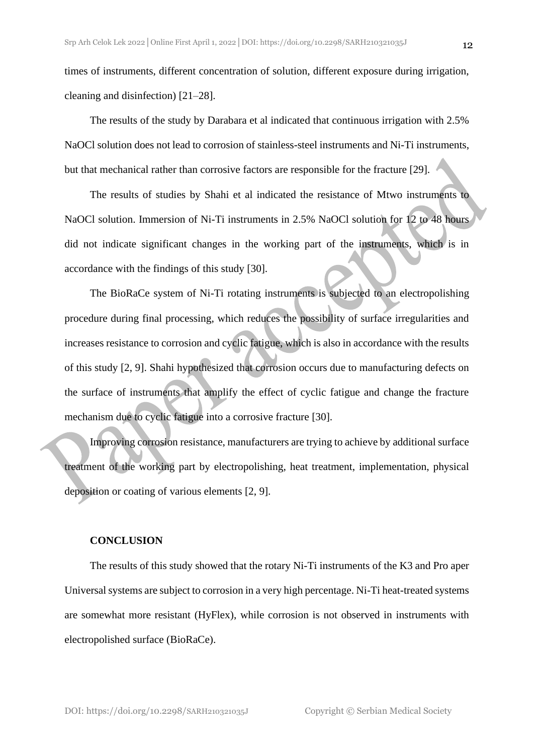times of instruments, different concentration of solution, different exposure during irrigation, cleaning and disinfection) [21–28].

The results of the study by Darabara et al indicated that continuous irrigation with 2.5% NaOCl solution does not lead to corrosion of stainless-steel instruments and Ni-Ti instruments, but that mechanical rather than corrosive factors are responsible for the fracture [29].

The results of studies by Shahi et al indicated the resistance of Mtwo instruments to NaOCl solution. Immersion of Ni-Ti instruments in 2.5% NaOCl solution for 12 to 48 hours did not indicate significant changes in the working part of the instruments, which is in accordance with the findings of this study [30].

The BioRaCe system of Ni-Ti rotating instruments is subjected to an electropolishing procedure during final processing, which reduces the possibility of surface irregularities and increases resistance to corrosion and cyclic fatigue, which is also in accordance with the results of this study [2, 9]. Shahi hypothesized that corrosion occurs due to manufacturing defects on the surface of instruments that amplify the effect of cyclic fatigue and change the fracture mechanism due to cyclic fatigue into a corrosive fracture [30].

Improving corrosion resistance, manufacturers are trying to achieve by additional surface treatment of the working part by electropolishing, heat treatment, implementation, physical deposition or coating of various elements [2, 9].

## CONCLUSION

The results of this study showed that the rotary Ni-Ti instruments of the K3 and Pro aper Universal systems are subject to corrosion in a very high percentage. Ni-Ti heat-treated systems are somewhat more resistant (HyFlex), while corrosion is not observed in instruments with electropolished surface (BioRaCe).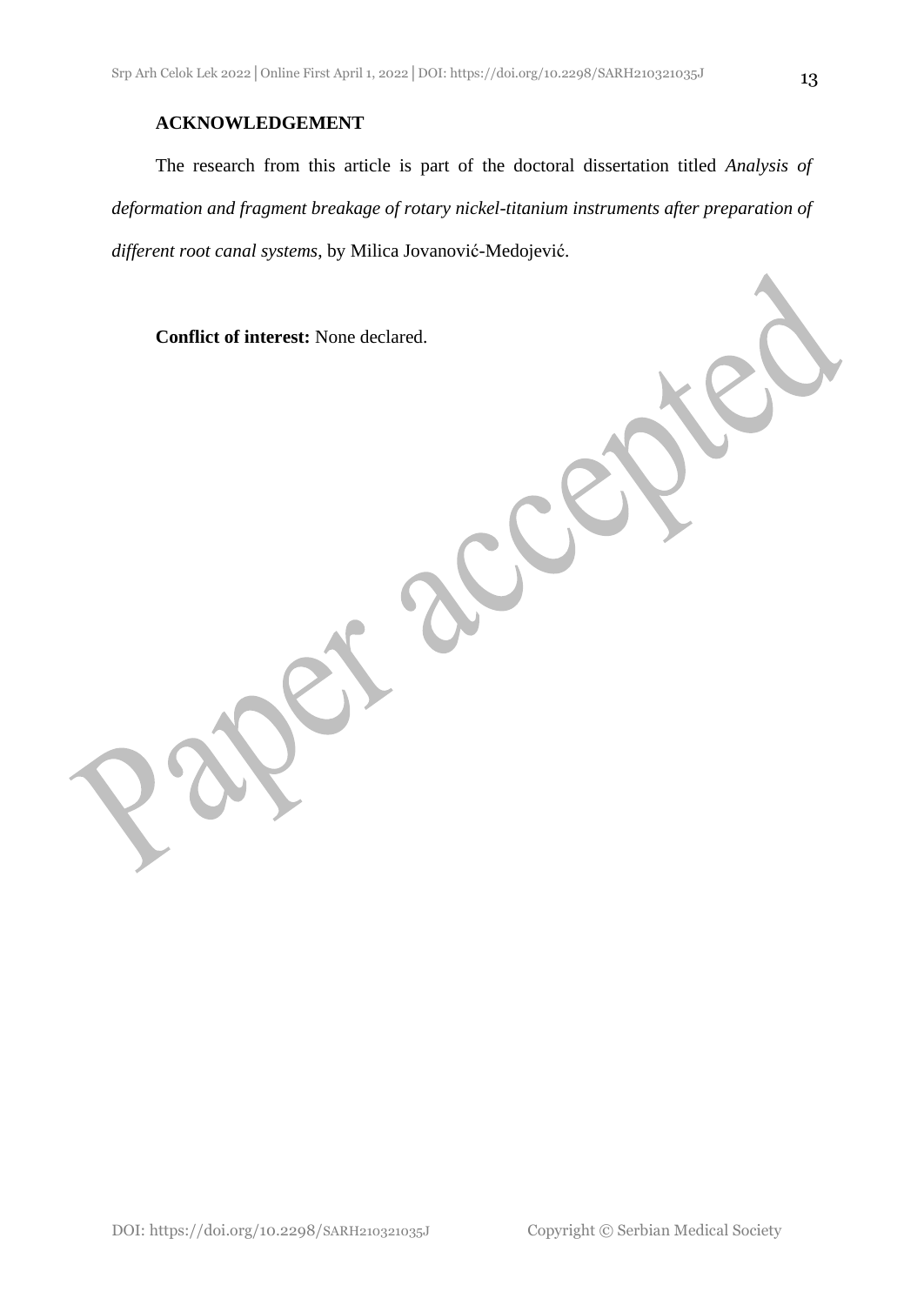**ACKNOWLEDGEMENT**

The research from this article is part of the doctoral dissertation titled *Analysis of deformation and fragment breakage of rotary nickel-titanium instruments after preparation of different root canal systems*, by Milica Jovanović-Medojević.

**Conflict of interest:** None declared.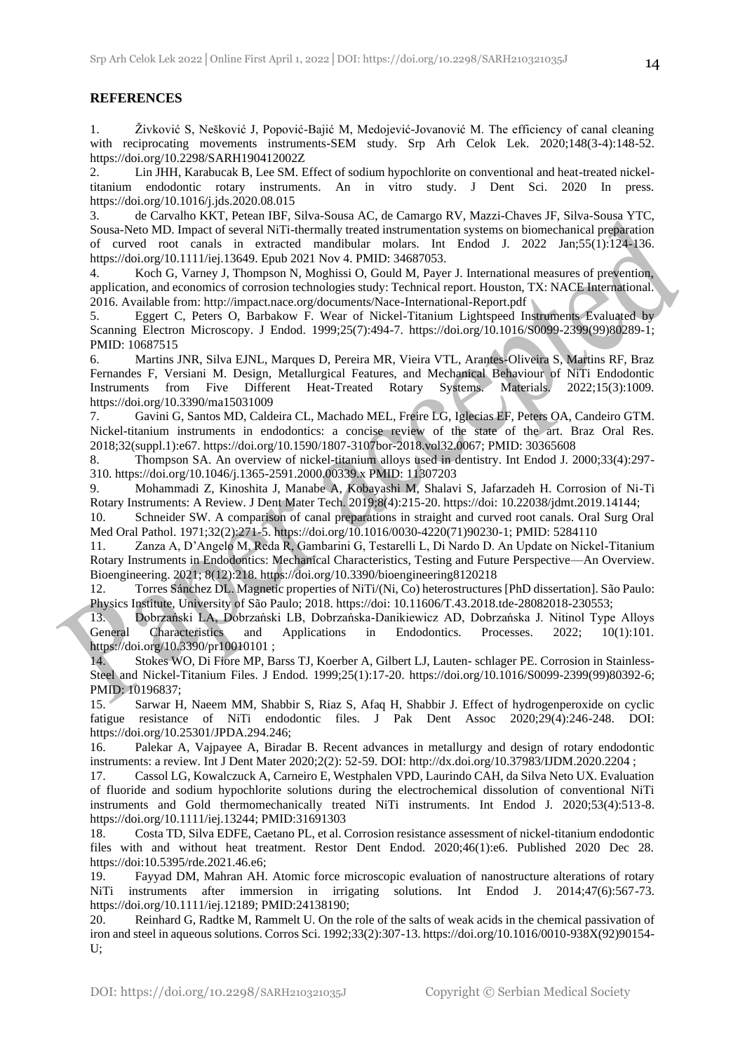## REFERENCES

1. Živković S, Nešković J, Popović-Bajić M, Medojević-Jovanović M. The efficiency of canal cleaning with reciprocating movements instruments-SEM study. Srp Arh Celok Lek. 2020;148(3-4):148-52. https://doi.org/10.2298/SARH190412002Z
2. Lin JHH, Karabucak B, Lee SM. Effect of sodium hypochlorite on conventional and heat-treated nickel-titanium endodontic rotary instruments. An in vitro study. J Dent Sci. 2020 In press. https://doi.org/10.1016/j.jds.2020.08.015
3. de Carvalho KKT, Petean IBF, Silva-Sousa AC, de Camargo RV, Mazzi-Chaves JF, Silva-Sousa YTC, Sousa-Neto MD. Impact of several NiTi-thermally treated instrumentation systems on biomechanical preparation of curved root canals in extracted mandibular molars. Int Endod J. 2022 Jan;55(1):124-136. https://doi.org/10.1111/iej.13649. Epub 2021 Nov 4. PMID: 34687053.
4. Koch G, Varney J, Thompson N, Moghissi O, Gould M, Payer J. International measures of prevention, application, and economics of corrosion technologies study: Technical report. Houston, TX: NACE International. 2016. Available from: http://impact.nace.org/documents/Nace-International-Report.pdf
5. Eggert C, Peters O, Barbakow F. Wear of Nickel-Titanium Lightspeed Instruments Evaluated by Scanning Electron Microscopy. J Endod. 1999;25(7):494-7. https://doi.org/10.1016/S0099-2399(99)80289-1; PMID: 10687515
6. Martins JNR, Silva EJNL, Marques D, Pereira MR, Vieira VTL, Arantes-Oliveira S, Martins RF, Braz Fernandes F, Versiani M. Design, Metallurgical Features, and Mechanical Behaviour of NiTi Endodontic Instruments from Five Different Heat-Treated Rotary Systems. Materials. 2022;15(3):1009. https://doi.org/10.3390/ma15031009
7. Gavini G, Santos MD, Caldeira CL, Machado MEL, Freire LG, Iglecias EF, Peters OA, Candeiro GTM. Nickel-titanium instruments in endodontics: a concise review of the state of the art. Braz Oral Res. 2018;32(suppl.1):e67. https://doi.org/10.1590/1807-3107bor-2018.vol32.0067; PMID: 30365608
8. Thompson SA. An overview of nickel-titanium alloys used in dentistry. Int Endod J. 2000;33(4):297-310. https://doi.org/10.1046/j.1365-2591.2000.00339.x PMID: 11307203
9. Mohammadi Z, Kinoshita J, Manabe A, Kobayashi M, Shalavi S, Jafarzadeh H. Corrosion of Ni-Ti Rotary Instruments: A Review. J Dent Mater Tech. 2019;8(4):215-20. https://doi: 10.22038/jdmt.2019.14144;
10. Schneider SW. A comparison of canal preparations in straight and curved root canals. Oral Surg Oral Med Oral Pathol. 1971;32(2):271-5. https://doi.org/10.1016/0030-4220(71)90230-1; PMID: 5284110
11. Zanza A, D'Angelo M, Reda R, Gambarini G, Testarelli L, Di Nardo D. An Update on Nickel-Titanium Rotary Instruments in Endodontics: Mechanical Characteristics, Testing and Future Perspective—An Overview. Bioengineering. 2021; 8(12):218. https://doi.org/10.3390/bioengineering8120218
12. Torres Sánchez DL. Magnetic properties of NiTi/(Ni, Co) heterostructures [PhD dissertation]. São Paulo: Physics Institute, University of São Paulo; 2018. https://doi: 10.11606/T.43.2018.tde-28082018-230553;
13. Dobrzański LA, Dobrzański LB, Dobrzańska-Danikiewicz AD, Dobrzańska J. Nitinol Type Alloys General Characteristics and Applications in Endodontics. Processes. 2022; 10(1):101. https://doi.org/10.3390/pr10010101 ;
14. Stokes WO, Di Fiore MP, Barss TJ, Koerber A, Gilbert LJ, Lauten- schlager PE. Corrosion in Stainless-Steel and Nickel-Titanium Files. J Endod. 1999;25(1):17-20. https://doi.org/10.1016/S0099-2399(99)80392-6; PMID: 10196837;
15. Sarwar H, Naeem MM, Shabbir S, Riaz S, Afaq H, Shabbir J. Effect of hydrogenperoxide on cyclic fatigue resistance of NiTi endodontic files. J Pak Dent Assoc 2020;29(4):246-248. DOI: https://doi.org/10.25301/JPDA.294.246;
16. Palekar A, Vajpayee A, Biradar B. Recent advances in metallurgy and design of rotary endodontic instruments: a review. Int J Dent Mater 2020;2(2): 52-59. DOI: http://dx.doi.org/10.37983/IJDM.2020.2204 ;
17. Cassol LG, Kowalczuck A, Carneiro E, Westphalen VPD, Laurindo CAH, da Silva Neto UX. Evaluation of fluoride and sodium hypochlorite solutions during the electrochemical dissolution of conventional NiTi instruments and Gold thermomechanically treated NiTi instruments. Int Endod J. 2020;53(4):513-8. https://doi.org/10.1111/iej.13244; PMID:31691303
18. Costa TD, Silva EDFE, Caetano PL, et al. Corrosion resistance assessment of nickel-titanium endodontic files with and without heat treatment. Restor Dent Endod. 2020;46(1):e6. Published 2020 Dec 28. https://doi:10.5395/rde.2021.46.e6;
19. Fayyad DM, Mahran AH. Atomic force microscopic evaluation of nanostructure alterations of rotary NiTi instruments after immersion in irrigating solutions. Int Endod J. 2014;47(6):567-73. https://doi.org/10.1111/iej.12189; PMID:24138190;
20. Reinhard G, Radtke M, Rammelt U. On the role of the salts of weak acids in the chemical passivation of iron and steel in aqueous solutions. Corros Sci. 1992;33(2):307-13. https://doi.org/10.1016/0010-938X(92)90154-U;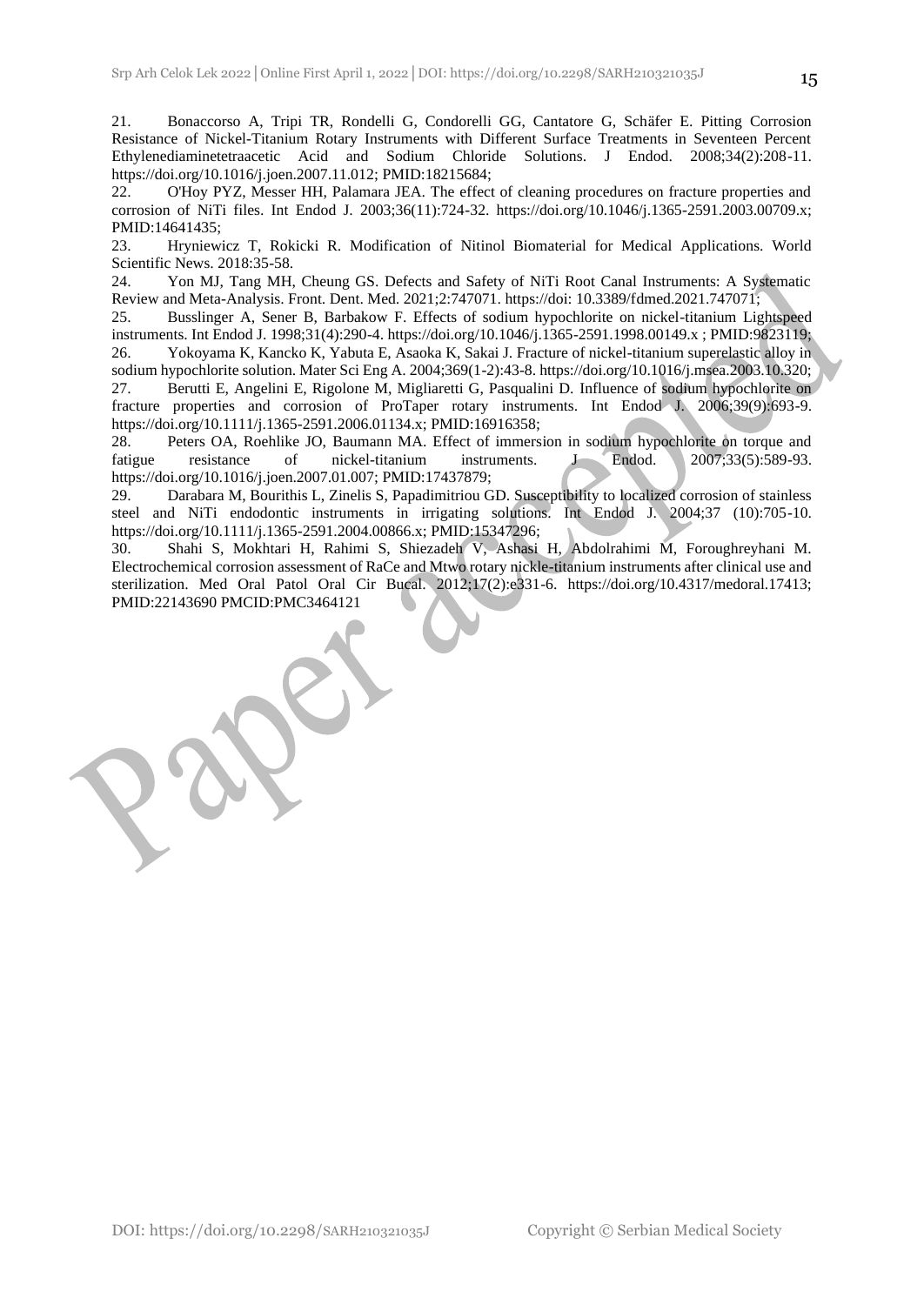21. Bonaccorso A, Tripi TR, Rondelli G, Condorelli GG, Cantatore G, Schäfer E. Pitting Corrosion Resistance of Nickel-Titanium Rotary Instruments with Different Surface Treatments in Seventeen Percent Ethylenediaminetetraacetic Acid and Sodium Chloride Solutions. J Endod. 2008;34(2):208-11. https://doi.org/10.1016/j.joen.2007.11.012; PMID:18215684;

22. O'Hoy PYZ, Messer HH, Palamara JEA. The effect of cleaning procedures on fracture properties and corrosion of NiTi files. Int Endod J. 2003;36(11):724-32. https://doi.org/10.1046/j.1365-2591.2003.00709.x; PMID:14641435;

23. Hryniewicz T, Rokicki R. Modification of Nitinol Biomaterial for Medical Applications. World Scientific News. 2018:35-58.

24. Yon MJ, Tang MH, Cheung GS. Defects and Safety of NiTi Root Canal Instruments: A Systematic Review and Meta-Analysis. Front. Dent. Med. 2021;2:747071. https://doi: 10.3389/fdmed.2021.747071;

25. Busslinger A, Sener B, Barbakow F. Effects of sodium hypochlorite on nickel-titanium Lightspeed instruments. Int Endod J. 1998;31(4):290-4. https://doi.org/10.1046/j.1365-2591.1998.00149.x ; PMID:9823119;

26. Yokoyama K, Kancko K, Yabuta E, Asaoka K, Sakai J. Fracture of nickel-titanium superelastic alloy in sodium hypochlorite solution. Mater Sci Eng A. 2004;369(1-2):43-8. https://doi.org/10.1016/j.msea.2003.10.320;

27. Berutti E, Angelini E, Rigolone M, Migliaretti G, Pasqualini D. Influence of sodium hypochlorite on fracture properties and corrosion of ProTaper rotary instruments. Int Endod J. 2006;39(9):693-9. https://doi.org/10.1111/j.1365-2591.2006.01134.x; PMID:16916358;

28. Peters OA, Roehlike JO, Baumann MA. Effect of immersion in sodium hypochlorite on torque and fatigue resistance of nickel-titanium instruments. J Endod. 2007;33(5):589-93. https://doi.org/10.1016/j.joen.2007.01.007; PMID:17437879;

29. Darabara M, Bourithis L, Zinelis S, Papadimitriou GD. Susceptibility to localized corrosion of stainless steel and NiTi endodontic instruments in irrigating solutions. Int Endod J. 2004;37 (10):705-10. https://doi.org/10.1111/j.1365-2591.2004.00866.x; PMID:15347296;

30. Shahi S, Mokhtari H, Rahimi S, Shiezadeh V, Ashasi H, Abdolrahimi M, Foroughreyhani M. Electrochemical corrosion assessment of RaCe and Mtwo rotary nickle-titanium instruments after clinical use and sterilization. Med Oral Patol Oral Cir Bucal. 2012;17(2):e331-6. https://doi.org/10.4317/medoral.17413; PMID:22143690 PMCID:PMC3464121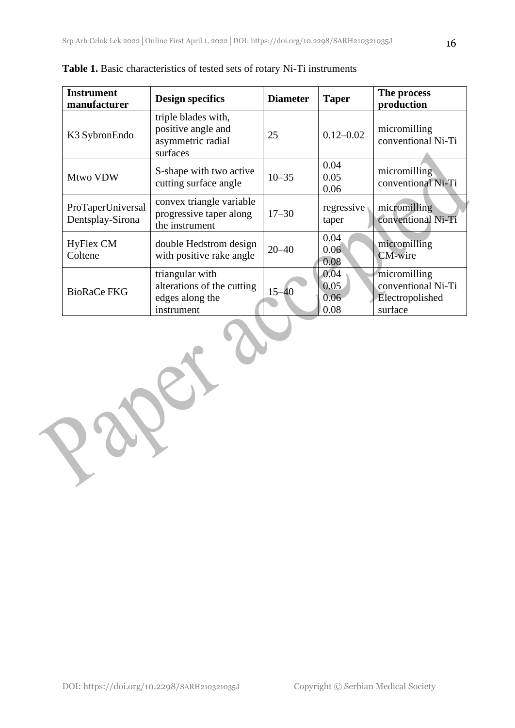**Table 1.** Basic characteristics of tested sets of rotary Ni-Ti instruments

| Instrument manufacturer | Design specifics | Diameter | Taper | The process production |
|---|---|---|---|---|
| K3 SybronEndo | triple blades with, positive angle and asymmetric radial surfaces | 25 | 0.12–0.02 | micromilling conventional Ni-Ti |
| Mtwo VDW | S-shape with two active cutting surface angle | 10–35 | 0.04 0.05 0.06 | micromilling conventional Ni-Ti |
| ProTaperUniversal Dentsplay-Sirona | convex triangle variable progressive taper along the instrument | 17–30 | regressive taper | micromilling conventional Ni-Ti |
| HyFlex CM Coltene | double Hedstrom design with positive rake angle | 20–40 | 0.04 0.06 0.08 | micromilling CM-wire |
| BioRaCe FKG | triangular with alterations of the cutting edges along the instrument | 15–40 | 0.04 0.05 0.06 0.08 | micromilling conventional Ni-Ti Electropolished surface |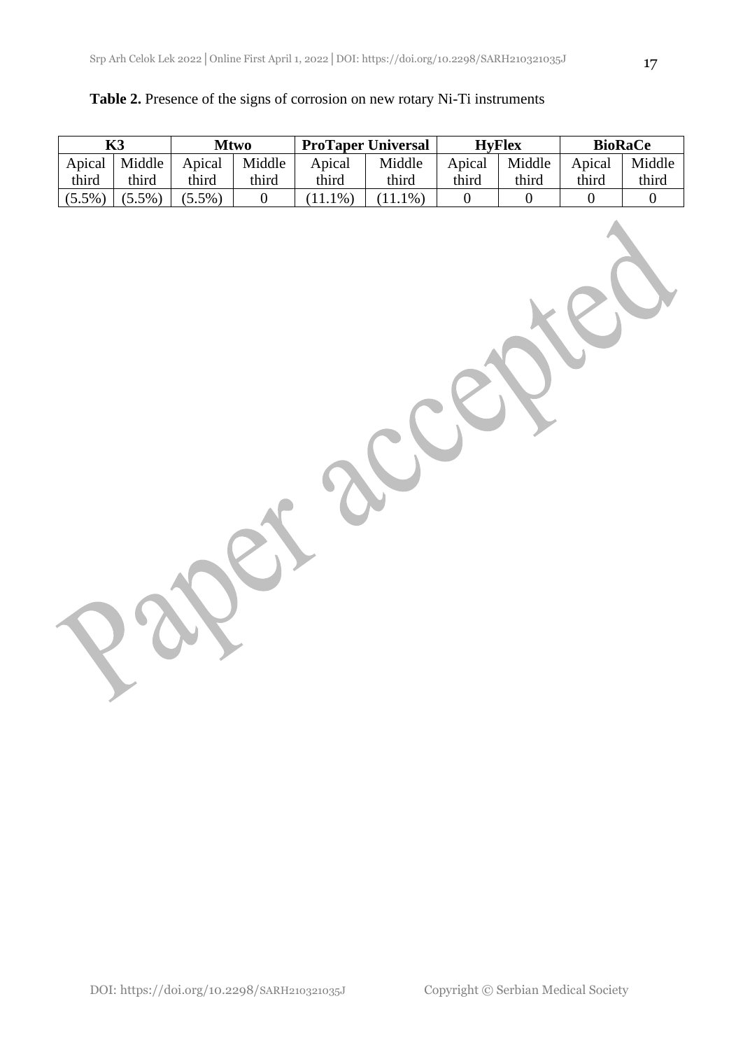**Table 2.** Presence of the signs of corrosion on new rotary Ni-Ti instruments

| K3 | | Mtwo | | ProTaper Universal | | HyFlex | | BioRaCe | |
|---|---|---|---|---|---|---|---|---|---|
| Apical third | Middle third | Apical third | Middle third | Apical third | Middle third | Apical third | Middle third | Apical third | Middle third |
| (5.5%) | (5.5%) | (5.5%) | 0 | (11.1%) | (11.1%) | 0 | 0 | 0 | 0 |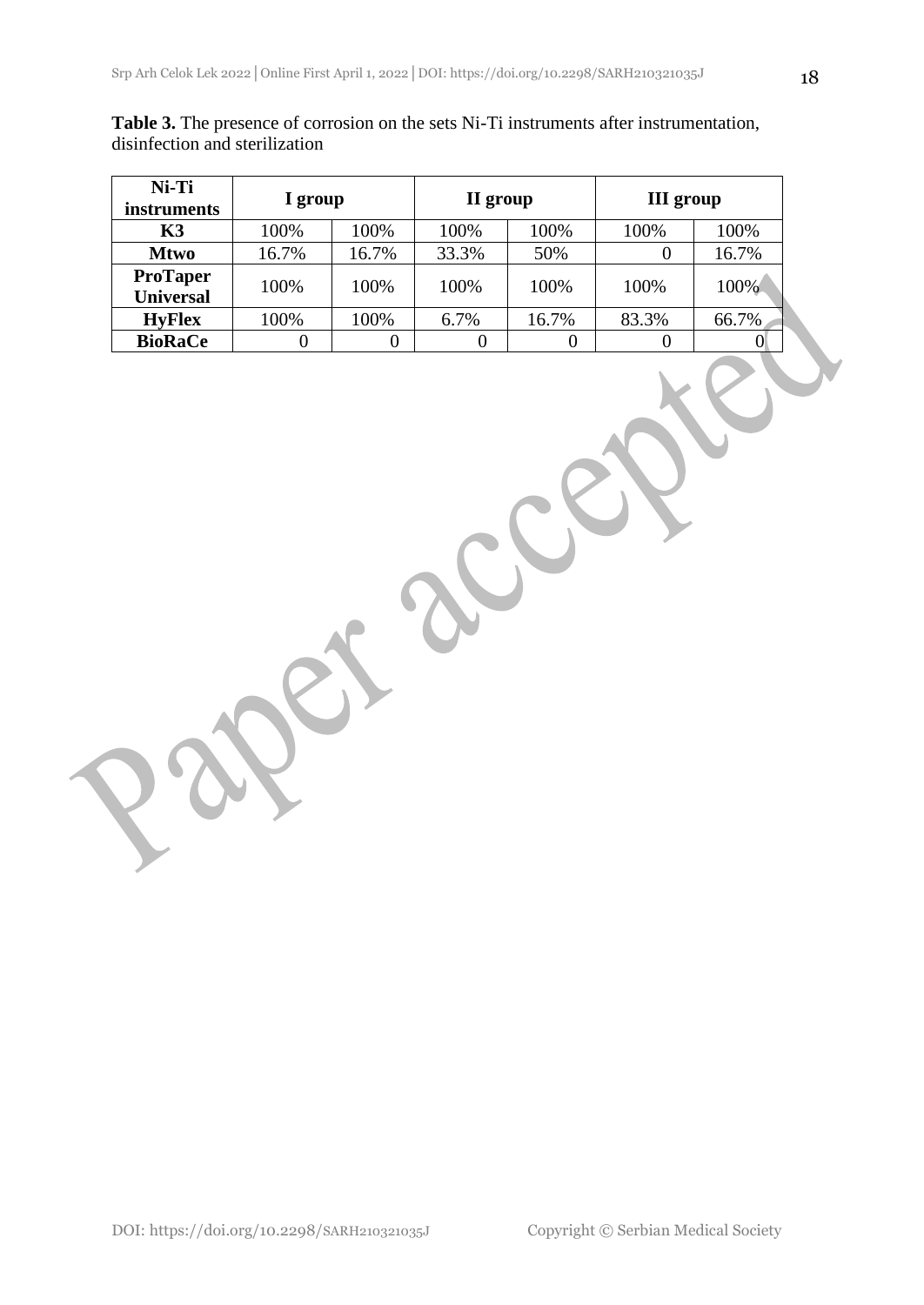**Table 3.** The presence of corrosion on the sets Ni-Ti instruments after instrumentation, disinfection and sterilization

| Ni-Ti instruments | I group | | II group | | III group | |
|---|---|---|---|---|---|---|
| **K3** | 100% | 100% | 100% | 100% | 100% | 100% |
| **Mtwo** | 16.7% | 16.7% | 33.3% | 50% | 0 | 16.7% |
| **ProTaper Universal** | 100% | 100% | 100% | 100% | 100% | 100% |
| **HyFlex** | 100% | 100% | 6.7% | 16.7% | 83.3% | 66.7% |
| **BioRaCe** | 0 | 0 | 0 | 0 | 0 | 0 |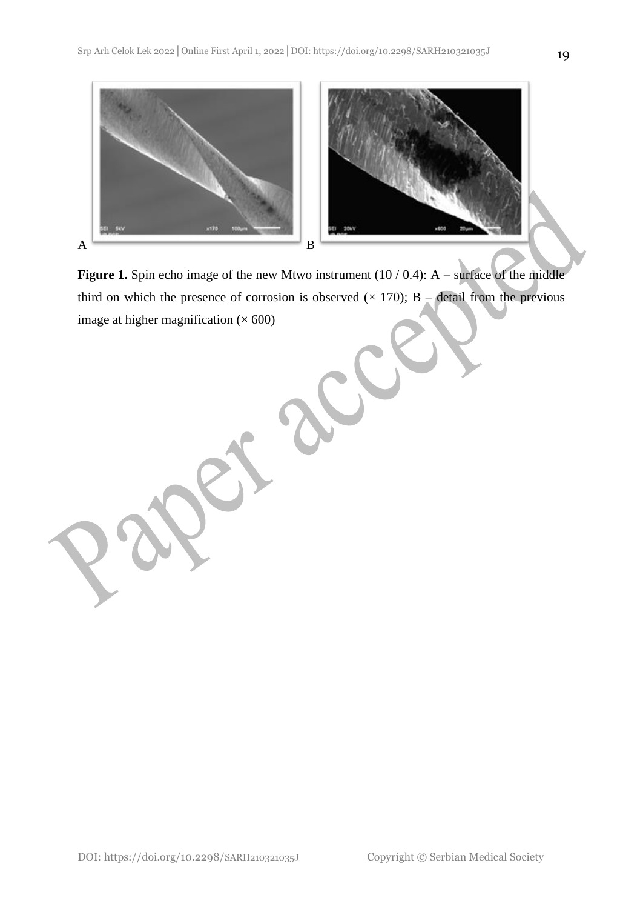A

B

**Figure 1.** Spin echo image of the new Mtwo instrument (10 / 0.4): A – surface of the middle third on which the presence of corrosion is observed (× 170); B – detail from the previous image at higher magnification (× 600)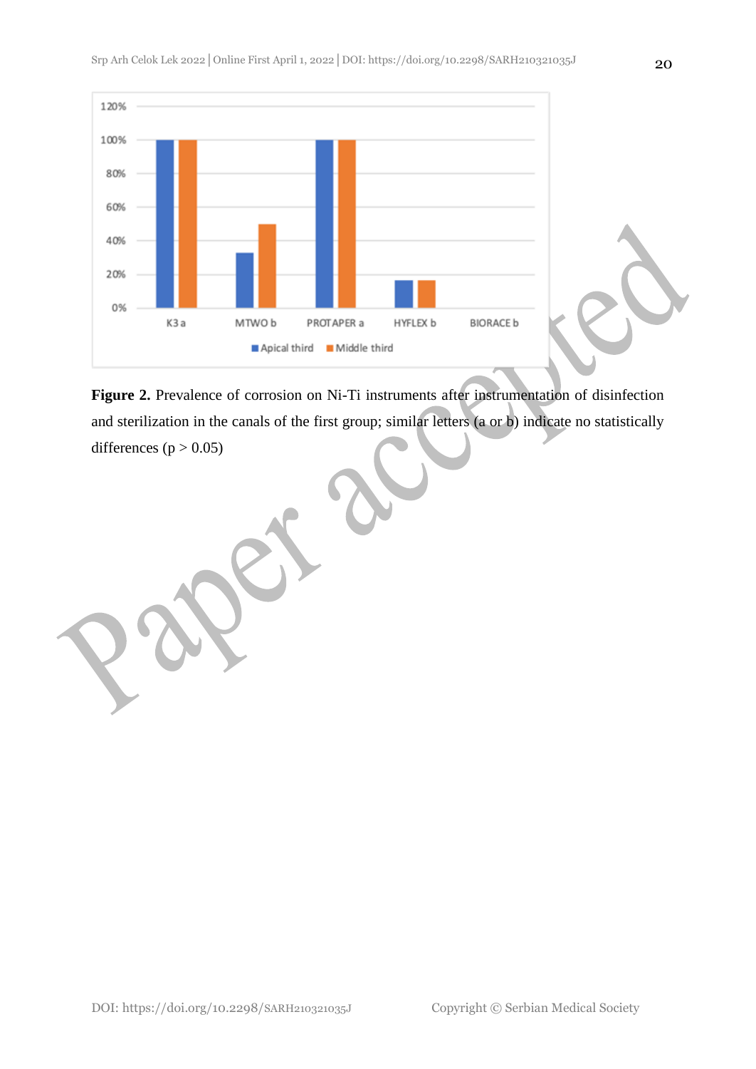**Figure 2.** Prevalence of corrosion on Ni-Ti instruments after instrumentation of disinfection and sterilization in the canals of the first group; similar letters (a or b) indicate no statistically differences ($p > 0.05$)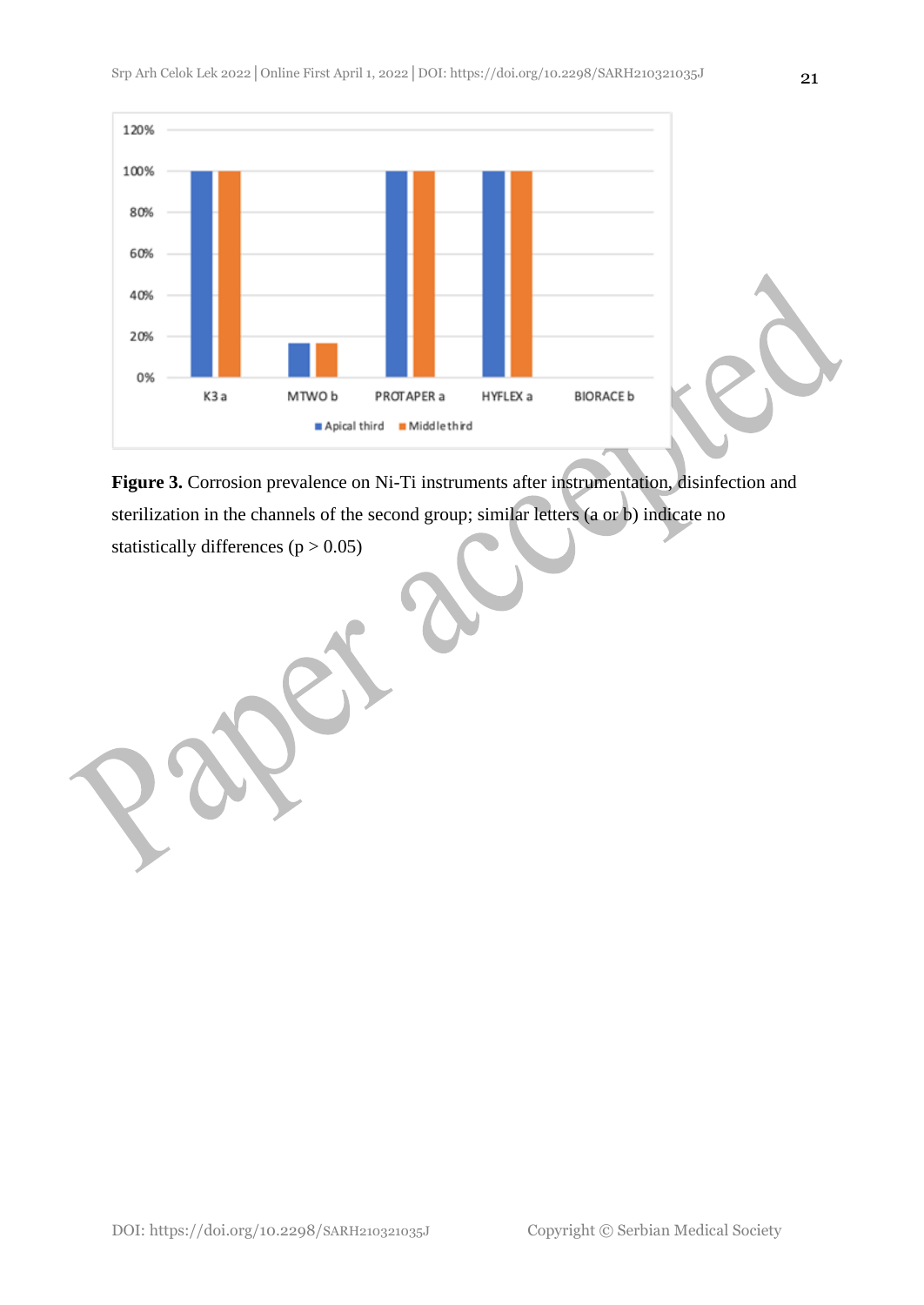**Figure 3.** Corrosion prevalence on Ni-Ti instruments after instrumentation, disinfection and sterilization in the channels of the second group; similar letters (a or b) indicate no statistically differences ($p > 0.05$)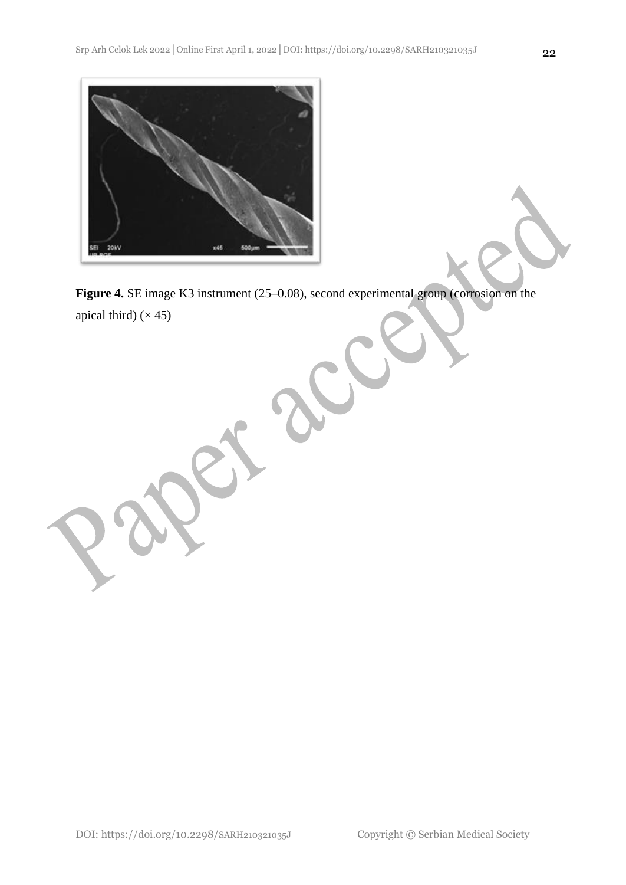**Figure 4.** SE image K3 instrument (25–0.08), second experimental group (corrosion on the apical third) (× 45)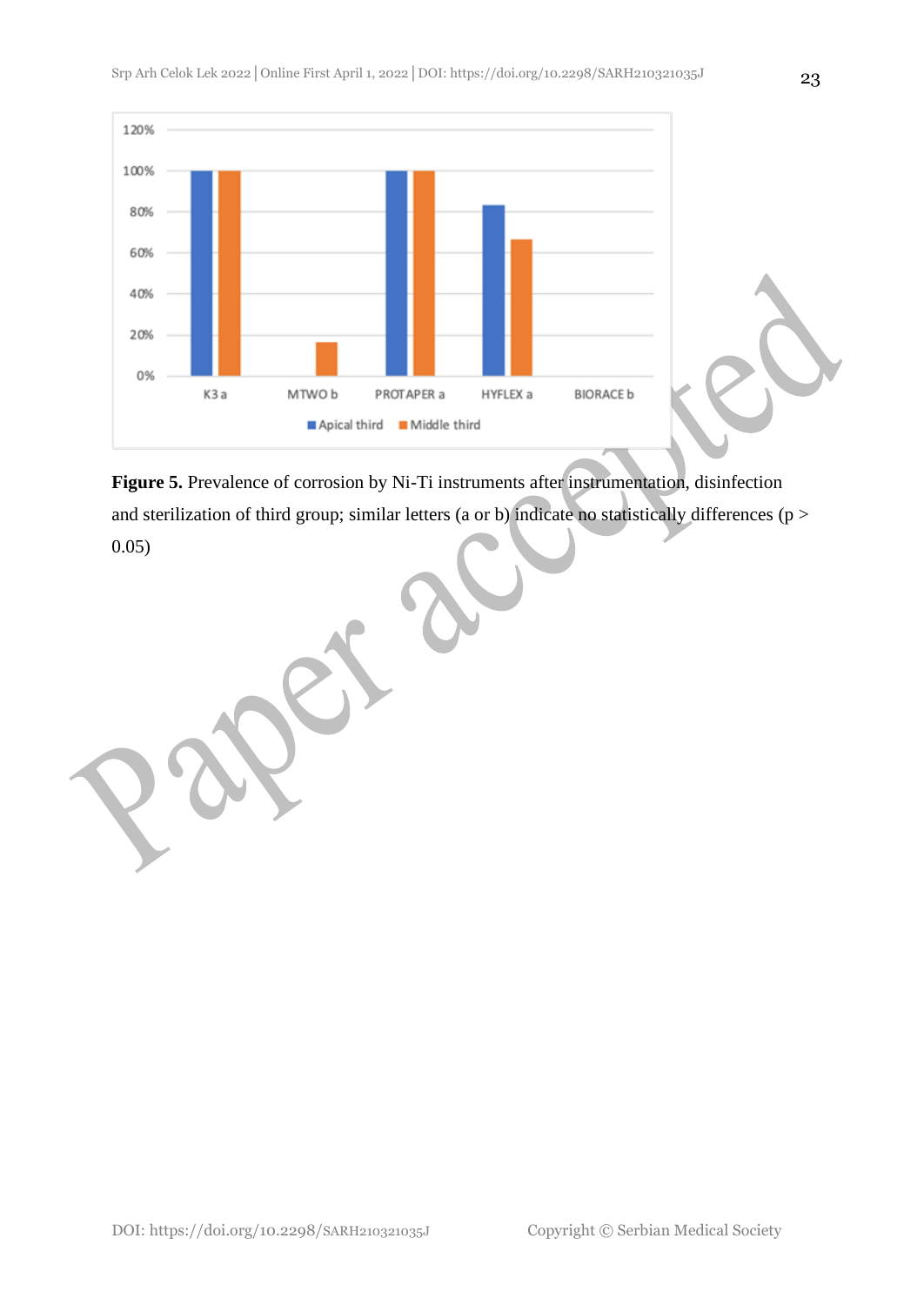**Figure 5.** Prevalence of corrosion by Ni-Ti instruments after instrumentation, disinfection and sterilization of third group; similar letters (a or b) indicate no statistically differences ($p > 0.05$)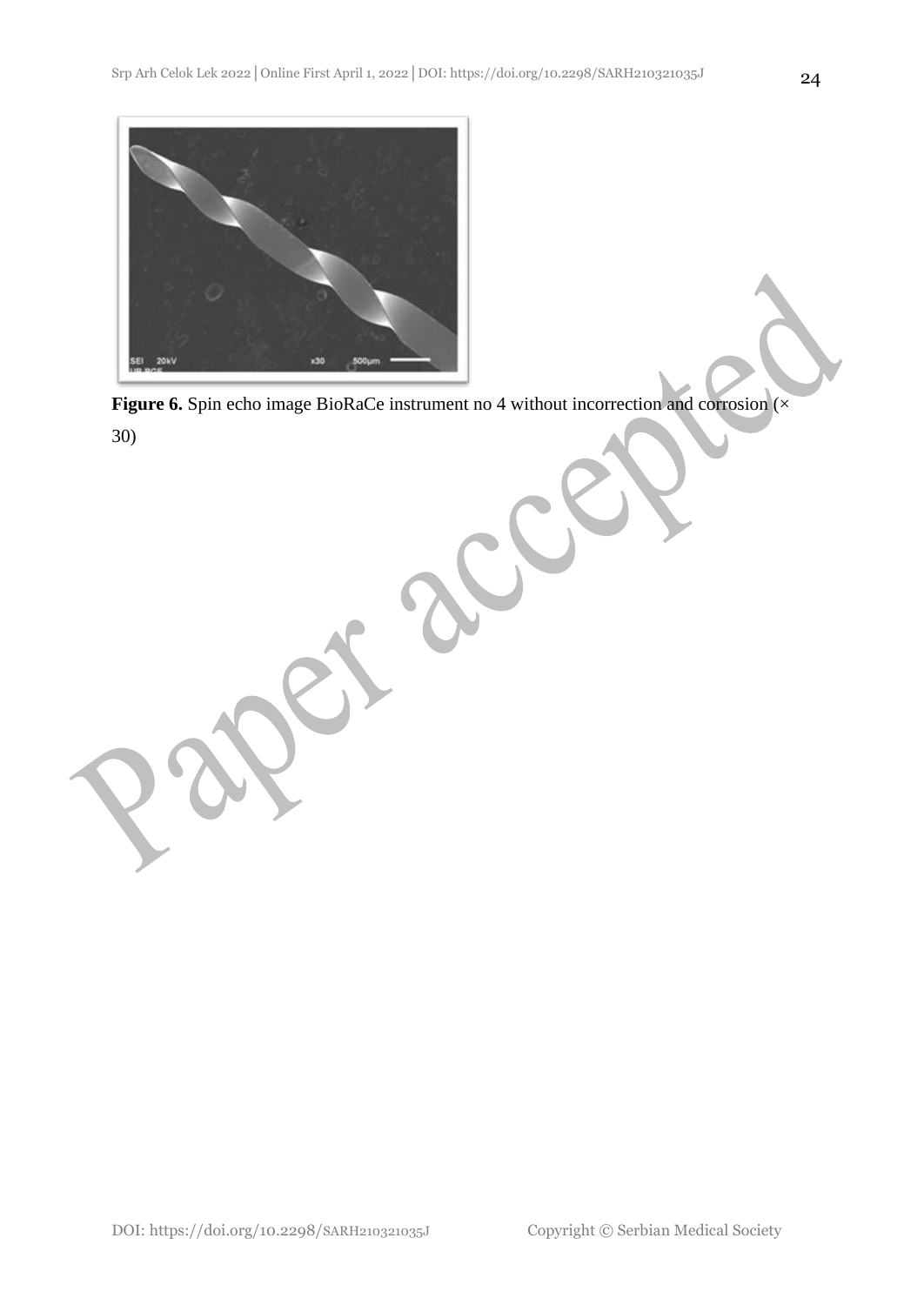SEI 20kV x30 500μm

**Figure 6.** Spin echo image BioRaCe instrument no 4 without incorrection and corrosion (× 30)